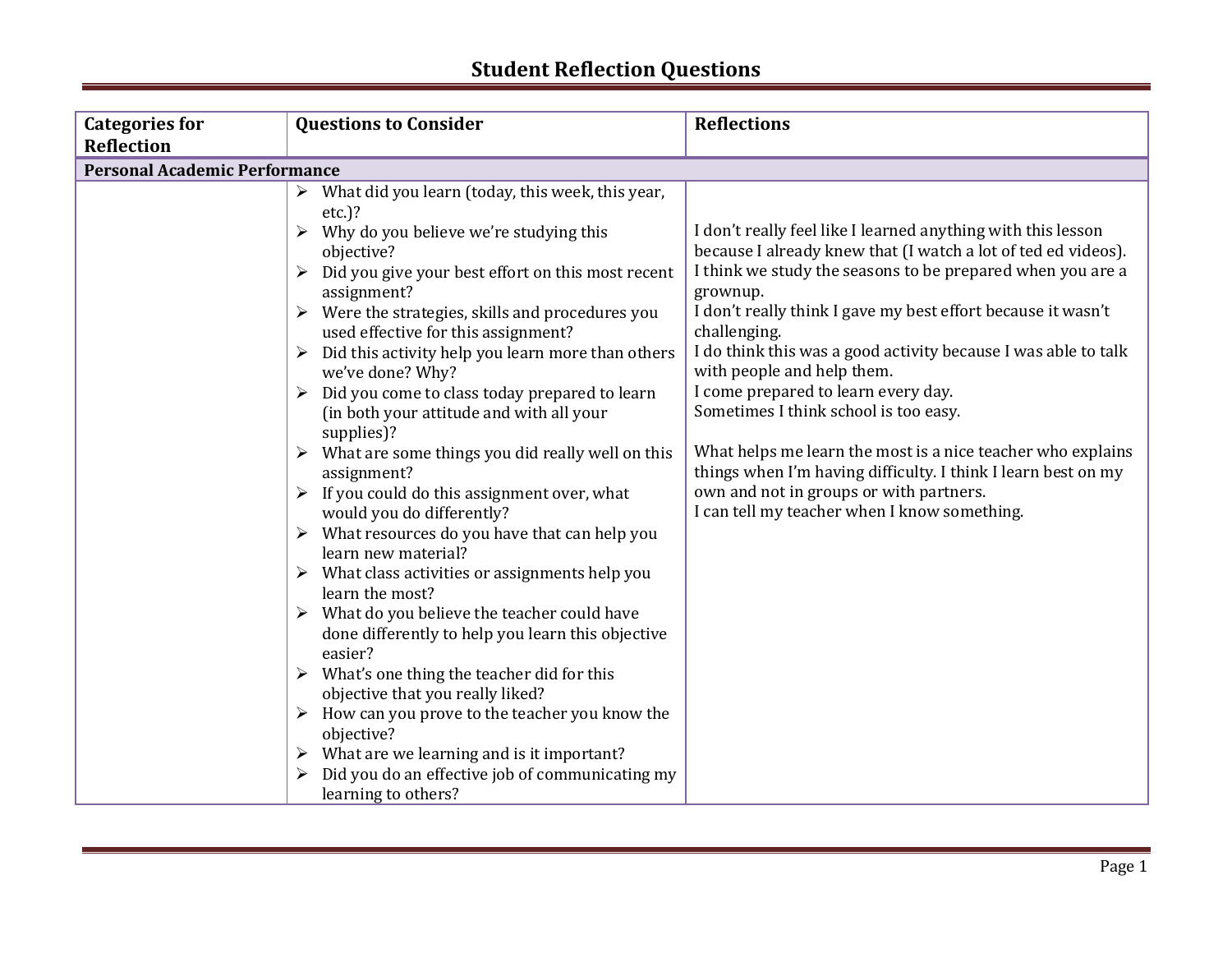# Student Reflection Questions

| Categories for Reflection | Questions to Consider | Reflections |
|---|---|---|
| **Personal Academic Performance** | | |
| | ➢ What did you learn (today, this week, this year, etc.)?<br>➢ Why do you believe we're studying this objective?<br>➢ Did you give your best effort on this most recent assignment?<br>➢ Were the strategies, skills and procedures you used effective for this assignment?<br>➢ Did this activity help you learn more than others we've done? Why?<br>➢ Did you come to class today prepared to learn (in both your attitude and with all your supplies)?<br>➢ What are some things you did really well on this assignment?<br>➢ If you could do this assignment over, what would you do differently?<br>➢ What resources do you have that can help you learn new material?<br>➢ What class activities or assignments help you learn the most?<br>➢ What do you believe the teacher could have done differently to help you learn this objective easier?<br>➢ What's one thing the teacher did for this objective that you really liked?<br>➢ How can you prove to the teacher you know the objective?<br>➢ What are we learning and is it important?<br>➢ Did you do an effective job of communicating my learning to others? | I don't really feel like I learned anything with this lesson because I already knew that (I watch a lot of ted ed videos).<br>I think we study the seasons to be prepared when you are a grownup.<br>I don't really think I gave my best effort because it wasn't challenging.<br>I do think this was a good activity because I was able to talk with people and help them.<br>I come prepared to learn every day.<br>Sometimes I think school is too easy.<br><br>What helps me learn the most is a nice teacher who explains things when I'm having difficulty. I think I learn best on my own and not in groups or with partners.<br>I can tell my teacher when I know something. |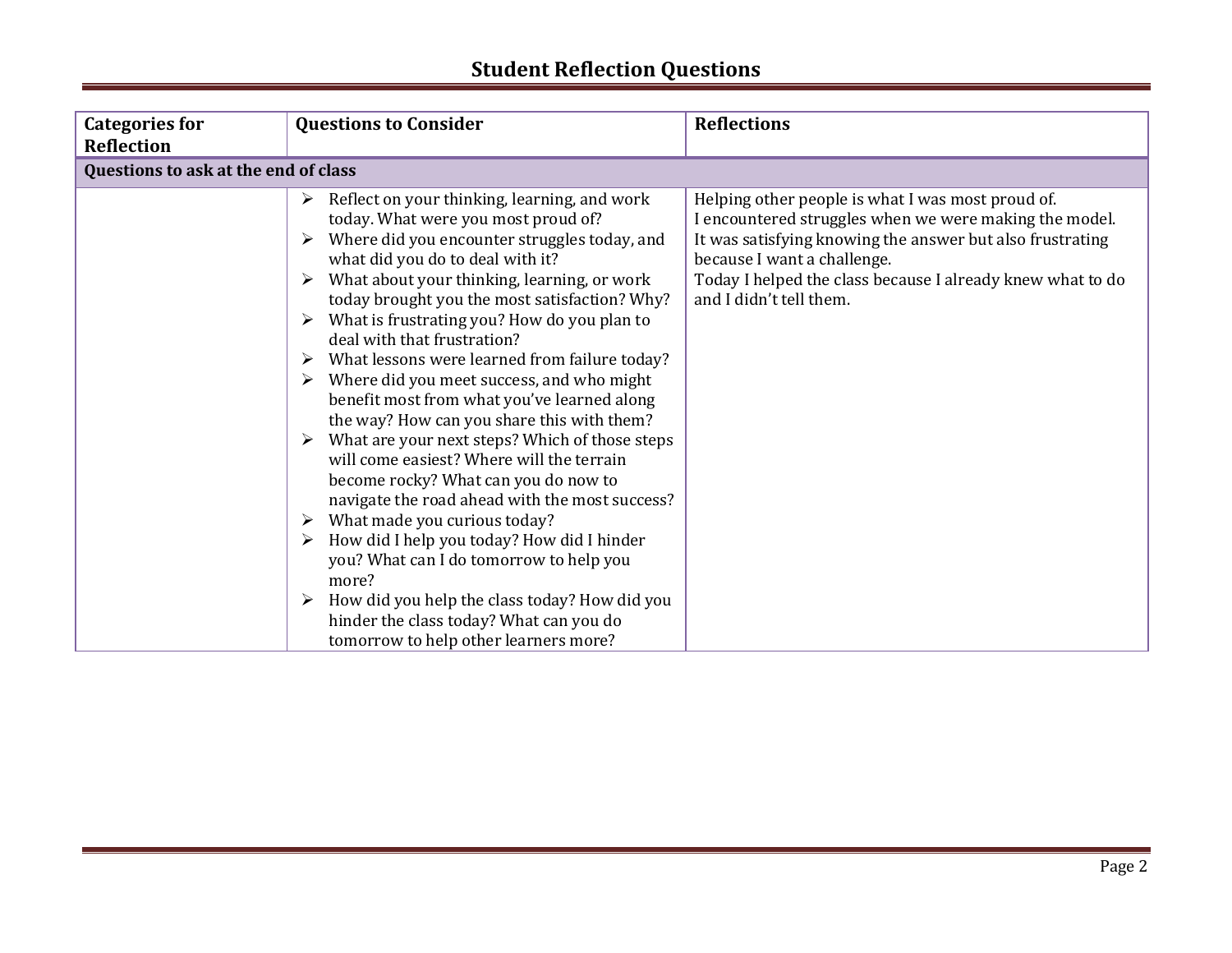# Student Reflection Questions

| Categories for Reflection | Questions to Consider | Reflections |
|---|---|---|
| **Questions to ask at the end of class** | | |
| | ➢ Reflect on your thinking, learning, and work today. What were you most proud of?<br>➢ Where did you encounter struggles today, and what did you do to deal with it?<br>➢ What about your thinking, learning, or work today brought you the most satisfaction? Why?<br>➢ What is frustrating you? How do you plan to deal with that frustration?<br>➢ What lessons were learned from failure today?<br>➢ Where did you meet success, and who might benefit most from what you've learned along the way? How can you share this with them?<br>➢ What are your next steps? Which of those steps will come easiest? Where will the terrain become rocky? What can you do now to navigate the road ahead with the most success?<br>➢ What made you curious today?<br>➢ How did I help you today? How did I hinder you? What can I do tomorrow to help you more?<br>➢ How did you help the class today? How did you hinder the class today? What can you do tomorrow to help other learners more? | Helping other people is what I was most proud of.<br>I encountered struggles when we were making the model.<br>It was satisfying knowing the answer but also frustrating because I want a challenge.<br>Today I helped the class because I already knew what to do and I didn't tell them. |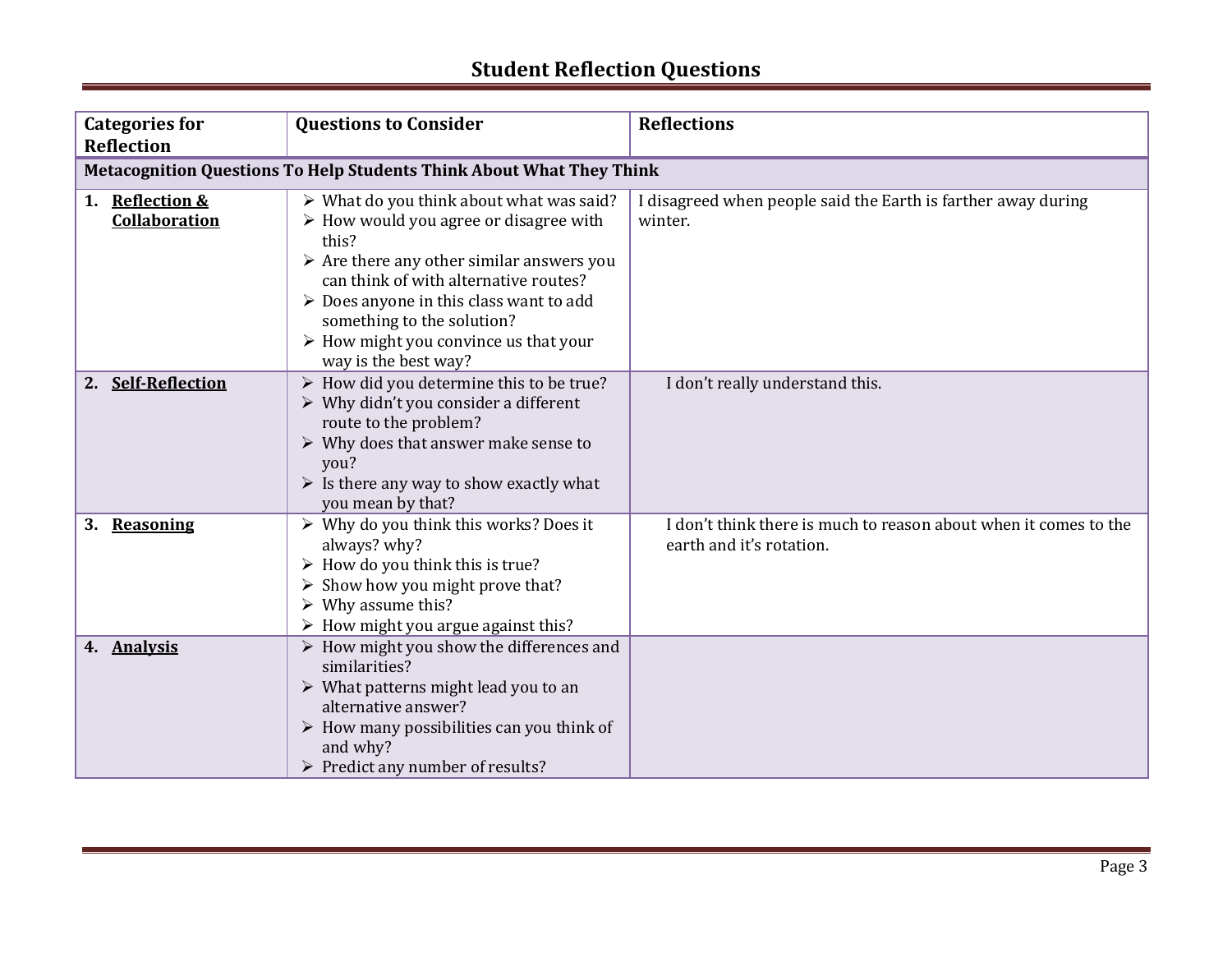# Student Reflection Questions

| Categories for Reflection | Questions to Consider | Reflections |
|---|---|---|
| **Metacognition Questions To Help Students Think About What They Think** | | |
| 1. **Reflection & Collaboration** | ➢ What do you think about what was said?<br>➢ How would you agree or disagree with this?<br>➢ Are there any other similar answers you can think of with alternative routes?<br>➢ Does anyone in this class want to add something to the solution?<br>➢ How might you convince us that your way is the best way? | I disagreed when people said the Earth is farther away during winter. |
| 2. **Self-Reflection** | ➢ How did you determine this to be true?<br>➢ Why didn't you consider a different route to the problem?<br>➢ Why does that answer make sense to you?<br>➢ Is there any way to show exactly what you mean by that? | I don't really understand this. |
| 3. **Reasoning** | ➢ Why do you think this works? Does it always? why?<br>➢ How do you think this is true?<br>➢ Show how you might prove that?<br>➢ Why assume this?<br>➢ How might you argue against this? | I don't think there is much to reason about when it comes to the earth and it's rotation. |
| 4. **Analysis** | ➢ How might you show the differences and similarities?<br>➢ What patterns might lead you to an alternative answer?<br>➢ How many possibilities can you think of and why?<br>➢ Predict any number of results? | |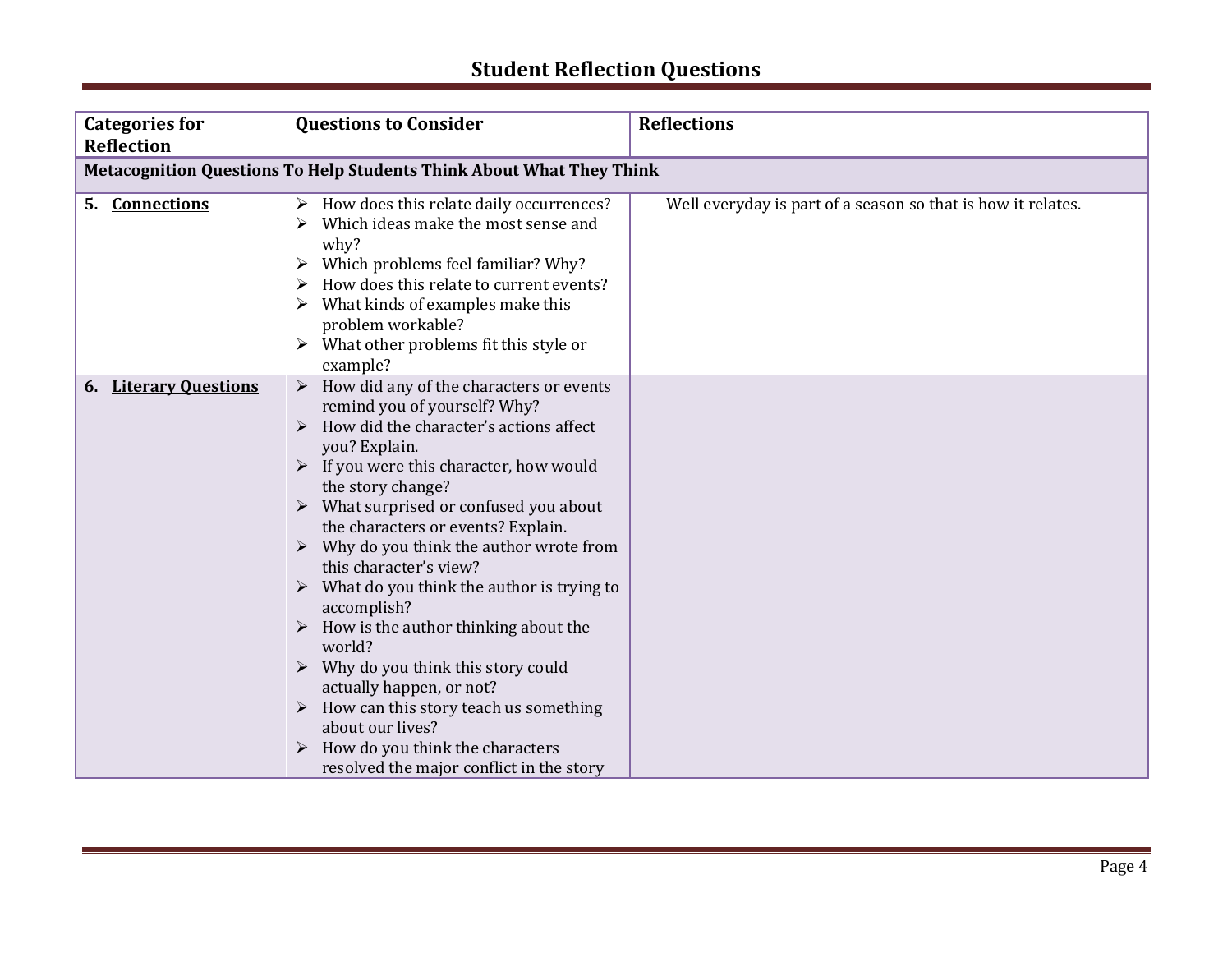# Student Reflection Questions

| Categories for Reflection | Questions to Consider | Reflections |
|---|---|---|
| **Metacognition Questions To Help Students Think About What They Think** | | |
| 5. **Connections** | ➢ How does this relate daily occurrences?<br>➢ Which ideas make the most sense and why?<br>➢ Which problems feel familiar? Why?<br>➢ How does this relate to current events?<br>➢ What kinds of examples make this problem workable?<br>➢ What other problems fit this style or example? | Well everyday is part of a season so that is how it relates. |
| 6. **Literary Questions** | ➢ How did any of the characters or events remind you of yourself? Why?<br>➢ How did the character's actions affect you? Explain.<br>➢ If you were this character, how would the story change?<br>➢ What surprised or confused you about the characters or events? Explain.<br>➢ Why do you think the author wrote from this character's view?<br>➢ What do you think the author is trying to accomplish?<br>➢ How is the author thinking about the world?<br>➢ Why do you think this story could actually happen, or not?<br>➢ How can this story teach us something about our lives?<br>➢ How do you think the characters resolved the major conflict in the story | |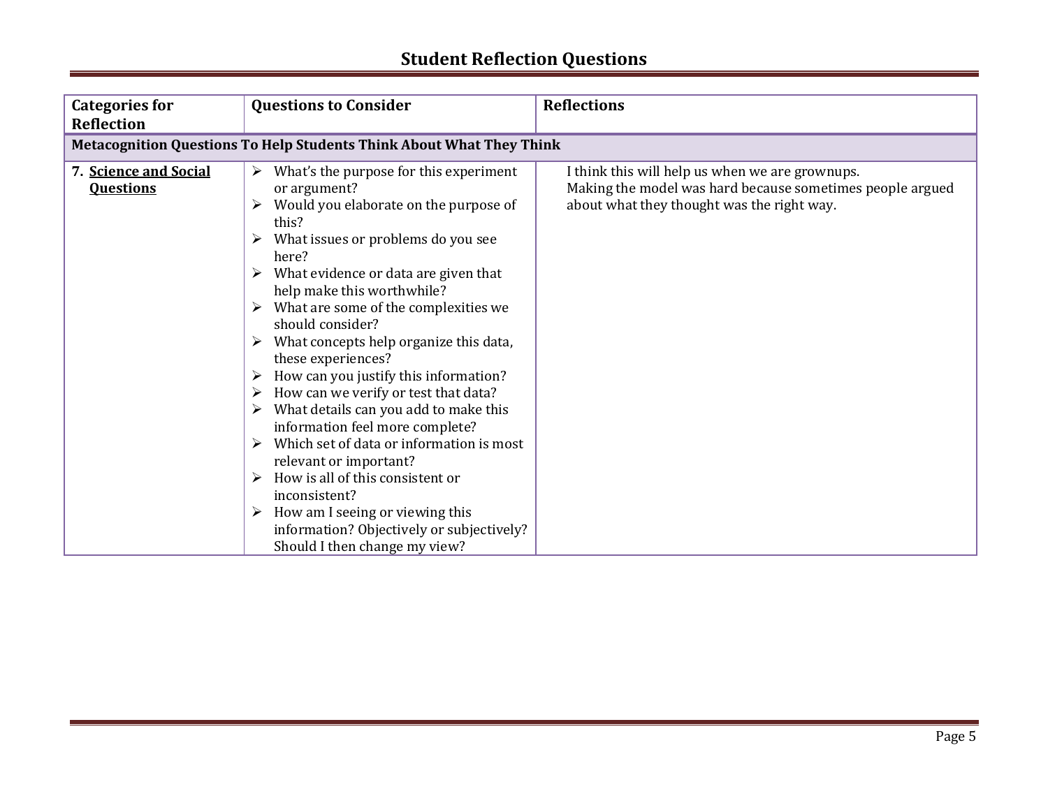# Student Reflection Questions

| Categories for Reflection | Questions to Consider | Reflections |
|---|---|---|
| **Metacognition Questions To Help Students Think About What They Think** | | |
| **7. <u>Science and Social Questions</u>** | ➢ What's the purpose for this experiment or argument?<br>➢ Would you elaborate on the purpose of this?<br>➢ What issues or problems do you see here?<br>➢ What evidence or data are given that help make this worthwhile?<br>➢ What are some of the complexities we should consider?<br>➢ What concepts help organize this data, these experiences?<br>➢ How can you justify this information?<br>➢ How can we verify or test that data?<br>➢ What details can you add to make this information feel more complete?<br>➢ Which set of data or information is most relevant or important?<br>➢ How is all of this consistent or inconsistent?<br>➢ How am I seeing or viewing this information? Objectively or subjectively? Should I then change my view? | I think this will help us when we are grownups.<br>Making the model was hard because sometimes people argued about what they thought was the right way. |